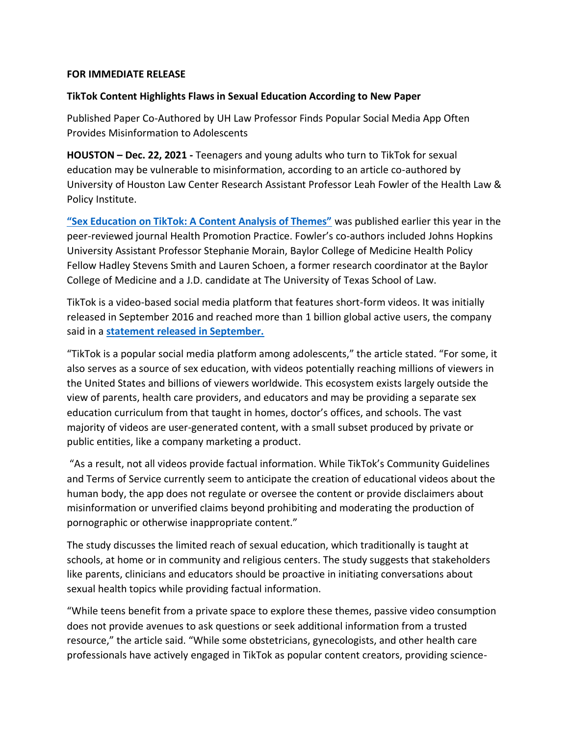**FOR IMMEDIATE RELEASE**

**TikTok Content Highlights Flaws in Sexual Education According to New Paper**

Published Paper Co-Authored by UH Law Professor Finds Popular Social Media App Often Provides Misinformation to Adolescents

**HOUSTON – Dec. 22, 2021 -** Teenagers and young adults who turn to TikTok for sexual education may be vulnerable to misinformation, according to an article co-authored by University of Houston Law Center Research Assistant Professor Leah Fowler of the Health Law & Policy Institute.

**"Sex Education on TikTok: A Content Analysis of Themes"** was published earlier this year in the peer-reviewed journal Health Promotion Practice. Fowler's co-authors included Johns Hopkins University Assistant Professor Stephanie Morain, Baylor College of Medicine Health Policy Fellow Hadley Stevens Smith and Lauren Schoen, a former research coordinator at the Baylor College of Medicine and a J.D. candidate at The University of Texas School of Law.

TikTok is a video-based social media platform that features short-form videos. It was initially released in September 2016 and reached more than 1 billion global active users, the company said in a **statement released in September.**

"TikTok is a popular social media platform among adolescents," the article stated. "For some, it also serves as a source of sex education, with videos potentially reaching millions of viewers in the United States and billions of viewers worldwide. This ecosystem exists largely outside the view of parents, health care providers, and educators and may be providing a separate sex education curriculum from that taught in homes, doctor's offices, and schools. The vast majority of videos are user-generated content, with a small subset produced by private or public entities, like a company marketing a product.

"As a result, not all videos provide factual information. While TikTok's Community Guidelines and Terms of Service currently seem to anticipate the creation of educational videos about the human body, the app does not regulate or oversee the content or provide disclaimers about misinformation or unverified claims beyond prohibiting and moderating the production of pornographic or otherwise inappropriate content."

The study discusses the limited reach of sexual education, which traditionally is taught at schools, at home or in community and religious centers. The study suggests that stakeholders like parents, clinicians and educators should be proactive in initiating conversations about sexual health topics while providing factual information.

"While teens benefit from a private space to explore these themes, passive video consumption does not provide avenues to ask questions or seek additional information from a trusted resource," the article said. "While some obstetricians, gynecologists, and other health care professionals have actively engaged in TikTok as popular content creators, providing science-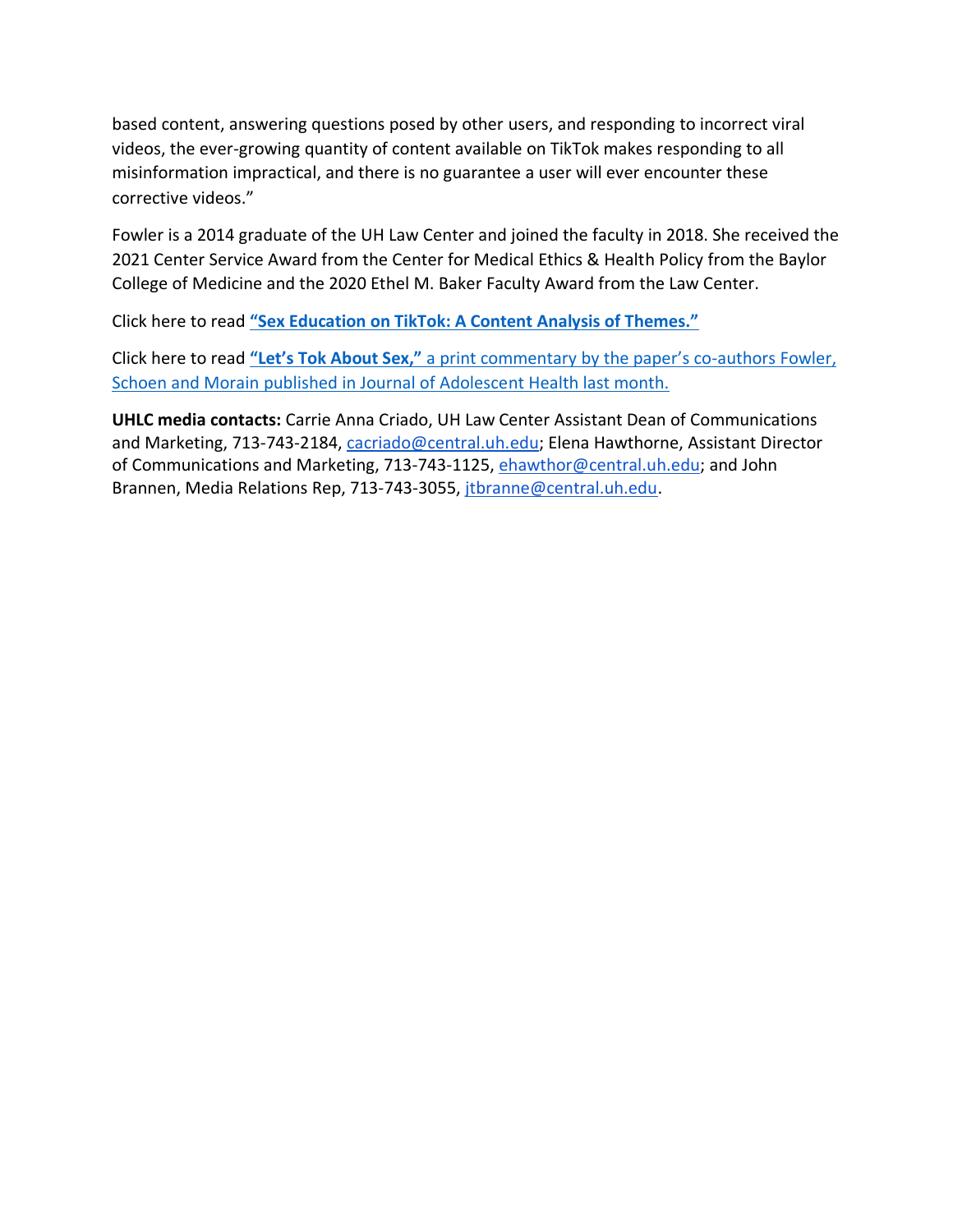based content, answering questions posed by other users, and responding to incorrect viral videos, the ever-growing quantity of content available on TikTok makes responding to all misinformation impractical, and there is no guarantee a user will ever encounter these corrective videos."

Fowler is a 2014 graduate of the UH Law Center and joined the faculty in 2018. She received the 2021 Center Service Award from the Center for Medical Ethics & Health Policy from the Baylor College of Medicine and the 2020 Ethel M. Baker Faculty Award from the Law Center.

Click here to read **"Sex Education on TikTok: A Content Analysis of Themes."**

Click here to read **"Let's Tok About Sex,"** a print commentary by the paper's co-authors Fowler, Schoen and Morain published in Journal of Adolescent Health last month.

**UHLC media contacts:** Carrie Anna Criado, UH Law Center Assistant Dean of Communications and Marketing, 713-743-2184, cacriado@central.uh.edu; Elena Hawthorne, Assistant Director of Communications and Marketing, 713-743-1125, ehawthor@central.uh.edu; and John Brannen, Media Relations Rep, 713-743-3055, jtbranne@central.uh.edu.